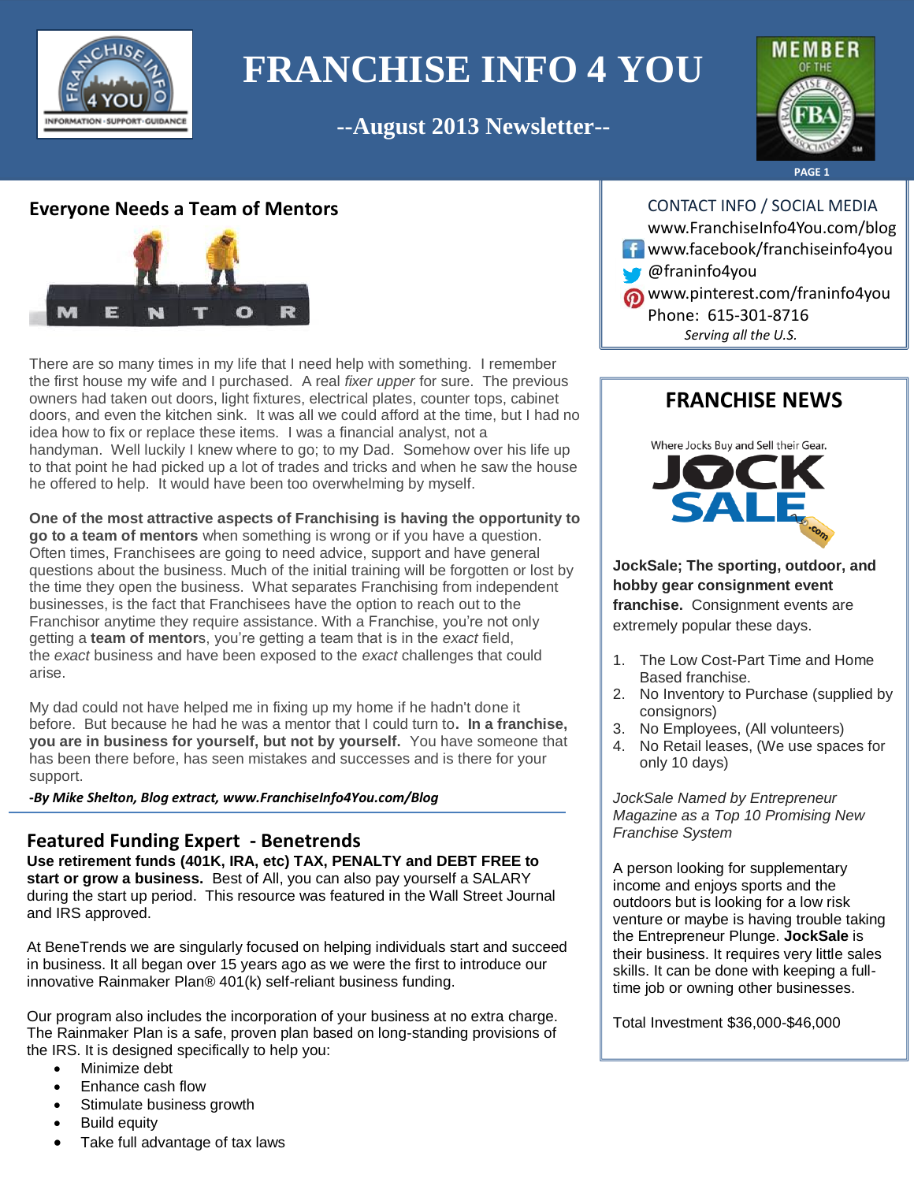# FRANCHISE INFO 4 YOU

**--August 2013 Newsletter--**

## Everyone Needs a Team of Mentors

There are so many times in my life that I need help with something. I remember the first house my wife and I purchased. A real *fixer upper* for sure. The previous owners had taken out doors, light fixtures, electrical plates, counter tops, cabinet doors, and even the kitchen sink. It was all we could afford at the time, but I had no idea how to fix or replace these items. I was a financial analyst, not a handyman. Well luckily I knew where to go; to my Dad. Somehow over his life up to that point he had picked up a lot of trades and tricks and when he saw the house he offered to help. It would have been too overwhelming by myself.

**One of the most attractive aspects of Franchising is having the opportunity to go to a team of mentors** when something is wrong or if you have a question. Often times, Franchisees are going to need advice, support and have general questions about the business. Much of the initial training will be forgotten or lost by the time they open the business. What separates Franchising from independent businesses, is the fact that Franchisees have the option to reach out to the Franchisor anytime they require assistance. With a Franchise, you're not only getting a **team of mentor**s, you're getting a team that is in the *exact* field, the *exact* business and have been exposed to the *exact* challenges that could arise.

My dad could not have helped me in fixing up my home if he hadn't done it before. But because he had he was a mentor that I could turn to**. In a franchise, you are in business for yourself, but not by yourself.** You have someone that has been there before, has seen mistakes and successes and is there for your support.

***-By Mike Shelton, Blog extract, www.FranchiseInfo4You.com/Blog***

## Featured Funding Expert - Benetrends

**Use retirement funds (401K, IRA, etc) TAX, PENALTY and DEBT FREE to start or grow a business.** Best of All, you can also pay yourself a SALARY during the start up period. This resource was featured in the Wall Street Journal and IRS approved.

At BeneTrends we are singularly focused on helping individuals start and succeed in business. It all began over 15 years ago as we were the first to introduce our innovative Rainmaker Plan® 401(k) self-reliant business funding.

Our program also includes the incorporation of your business at no extra charge. The Rainmaker Plan is a safe, proven plan based on long-standing provisions of the IRS. It is designed specifically to help you:

- Minimize debt
- Enhance cash flow
- Stimulate business growth
- Build equity
- Take full advantage of tax laws

---

CONTACT INFO / SOCIAL MEDIA

www.FranchiseInfo4You.com/blog
www.facebook/franchiseinfo4you
@franinfo4you
www.pinterest.com/franinfo4you
Phone: 615-301-8716
*Serving all the U.S.*

## FRANCHISE NEWS

Where Jocks Buy and Sell their Gear.

**JockSale; The sporting, outdoor, and hobby gear consignment event franchise.** Consignment events are extremely popular these days.

1. The Low Cost-Part Time and Home Based franchise.
2. No Inventory to Purchase (supplied by consignors)
3. No Employees, (All volunteers)
4. No Retail leases, (We use spaces for only 10 days)

*JockSale Named by Entrepreneur Magazine as a Top 10 Promising New Franchise System*

A person looking for supplementary income and enjoys sports and the outdoors but is looking for a low risk venture or maybe is having trouble taking the Entrepreneur Plunge. **JockSale** is their business. It requires very little sales skills. It can be done with keeping a full-time job or owning other businesses.

Total Investment $36,000-$46,000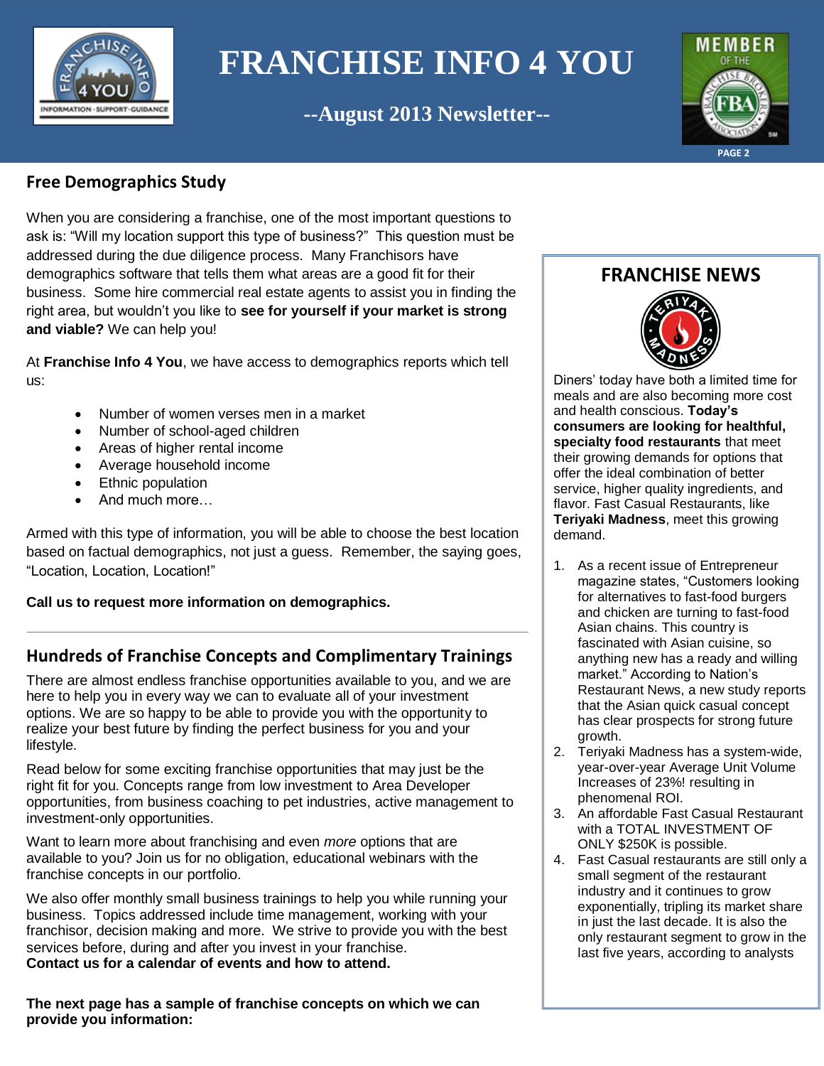# FRANCHISE INFO 4 YOU

**--August 2013 Newsletter--**

## Free Demographics Study

When you are considering a franchise, one of the most important questions to ask is: "Will my location support this type of business?" This question must be addressed during the due diligence process. Many Franchisors have demographics software that tells them what areas are a good fit for their business. Some hire commercial real estate agents to assist you in finding the right area, but wouldn't you like to **see for yourself if your market is strong and viable?** We can help you!

At **Franchise Info 4 You**, we have access to demographics reports which tell us:

- Number of women verses men in a market
- Number of school-aged children
- Areas of higher rental income
- Average household income
- Ethnic population
- And much more…

Armed with this type of information, you will be able to choose the best location based on factual demographics, not just a guess. Remember, the saying goes, "Location, Location, Location!"

**Call us to request more information on demographics.**

---

## Hundreds of Franchise Concepts and Complimentary Trainings

There are almost endless franchise opportunities available to you, and we are here to help you in every way we can to evaluate all of your investment options. We are so happy to be able to provide you with the opportunity to realize your best future by finding the perfect business for you and your lifestyle.

Read below for some exciting franchise opportunities that may just be the right fit for you. Concepts range from low investment to Area Developer opportunities, from business coaching to pet industries, active management to investment-only opportunities.

Want to learn more about franchising and even *more* options that are available to you? Join us for no obligation, educational webinars with the franchise concepts in our portfolio.

We also offer monthly small business trainings to help you while running your business. Topics addressed include time management, working with your franchisor, decision making and more. We strive to provide you with the best services before, during and after you invest in your franchise.
**Contact us for a calendar of events and how to attend.**

**The next page has a sample of franchise concepts on which we can provide you information:**

## FRANCHISE NEWS

Diners' today have both a limited time for meals and are also becoming more cost and health conscious. **Today's consumers are looking for healthful, specialty food restaurants** that meet their growing demands for options that offer the ideal combination of better service, higher quality ingredients, and flavor. Fast Casual Restaurants, like **Teriyaki Madness**, meet this growing demand.

1. As a recent issue of Entrepreneur magazine states, "Customers looking for alternatives to fast-food burgers and chicken are turning to fast-food Asian chains. This country is fascinated with Asian cuisine, so anything new has a ready and willing market." According to Nation's Restaurant News, a new study reports that the Asian quick casual concept has clear prospects for strong future growth.
2. Teriyaki Madness has a system-wide, year-over-year Average Unit Volume Increases of 23%! resulting in phenomenal ROI.
3. An affordable Fast Casual Restaurant with a TOTAL INVESTMENT OF ONLY $250K is possible.
4. Fast Casual restaurants are still only a small segment of the restaurant industry and it continues to grow exponentially, tripling its market share in just the last decade. It is also the only restaurant segment to grow in the last five years, according to analysts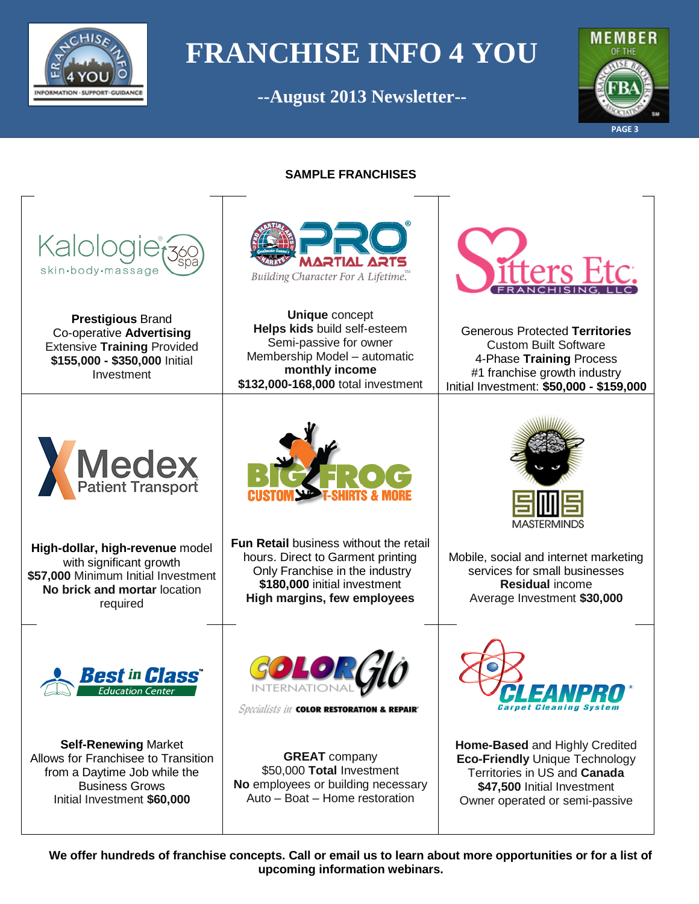# FRANCHISE INFO 4 YOU

**--August 2013 Newsletter--**

### SAMPLE FRANCHISES

| | | |
|---|---|---|
| Kalologie 360 spa skin•body•massage<br>**Prestigious** Brand<br>Co-operative **Advertising**<br>Extensive **Training** Provided<br>**$155,000 - $350,000** Initial Investment | PRO MARTIAL ARTS — Building Character For A Lifetime.<br>**Unique** concept<br>**Helps kids** build self-esteem<br>Semi-passive for owner<br>Membership Model – automatic **monthly income**<br>**$132,000-168,000** total investment | Sitters Etc. FRANCHISING, LLC<br>Generous Protected **Territories**<br>Custom Built Software<br>4-Phase **Training** Process<br>#1 franchise growth industry<br>Initial Investment: **$50,000 - $159,000** |
| Medex Patient Transport<br>**High-dollar, high-revenue** model with significant growth<br>**$57,000** Minimum Initial Investment<br>**No brick and mortar** location required | BIG FROG CUSTOM T-SHIRTS & MORE<br>**Fun Retail** business without the retail hours. Direct to Garment printing<br>Only Franchise in the industry<br>**$180,000** initial investment<br>**High margins, few employees** | SMS MASTERMINDS<br>Mobile, social and internet marketing services for small businesses<br>**Residual** income<br>Average Investment **$30,000** |
| Best in Class Education Center<br>**Self-Renewing** Market<br>Allows for Franchisee to Transition from a Daytime Job while the Business Grows<br>Initial Investment **$60,000** | COLOR Glo INTERNATIONAL — Specialists in COLOR RESTORATION & REPAIR<br>**GREAT** company<br>$50,000 **Total** Investment<br>**No** employees or building necessary<br>Auto – Boat – Home restoration | CLEANPRO Carpet Cleaning System<br>**Home-Based** and Highly Credited<br>**Eco-Friendly** Unique Technology<br>Territories in US and **Canada**<br>**$47,500** Initial Investment<br>Owner operated or semi-passive |

**We offer hundreds of franchise concepts. Call or email us to learn about more opportunities or for a list of upcoming information webinars.**